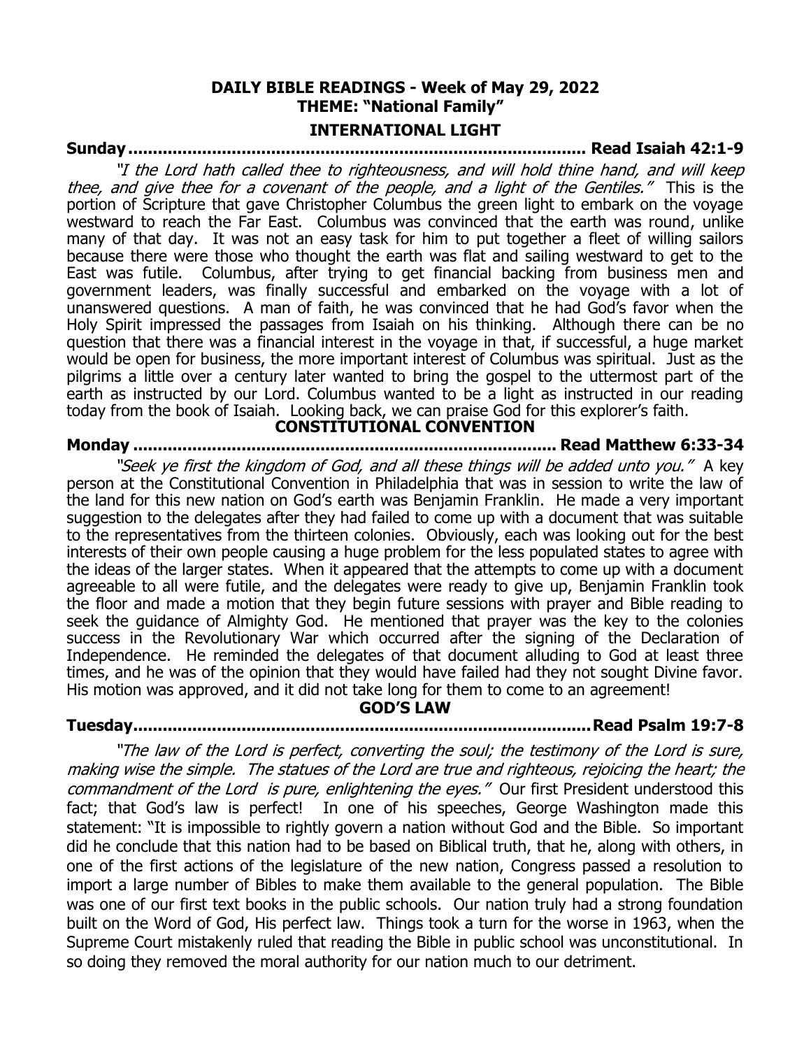## DAILY BIBLE READINGS - Week of May 29, 2022
## THEME: "National Family"

### INTERNATIONAL LIGHT

**Sunday ........................................................................................ Read Isaiah 42:1-9**

*"I the Lord hath called thee to righteousness, and will hold thine hand, and will keep thee, and give thee for a covenant of the people, and a light of the Gentiles."* This is the portion of Scripture that gave Christopher Columbus the green light to embark on the voyage westward to reach the Far East. Columbus was convinced that the earth was round, unlike many of that day. It was not an easy task for him to put together a fleet of willing sailors because there were those who thought the earth was flat and sailing westward to get to the East was futile. Columbus, after trying to get financial backing from business men and government leaders, was finally successful and embarked on the voyage with a lot of unanswered questions. A man of faith, he was convinced that he had God's favor when the Holy Spirit impressed the passages from Isaiah on his thinking. Although there can be no question that there was a financial interest in the voyage in that, if successful, a huge market would be open for business, the more important interest of Columbus was spiritual. Just as the pilgrims a little over a century later wanted to bring the gospel to the uttermost part of the earth as instructed by our Lord. Columbus wanted to be a light as instructed in our reading today from the book of Isaiah. Looking back, we can praise God for this explorer's faith.

### CONSTITUTIONAL CONVENTION

**Monday ................................................................................ Read Matthew 6:33-34**

*"Seek ye first the kingdom of God, and all these things will be added unto you."* A key person at the Constitutional Convention in Philadelphia that was in session to write the law of the land for this new nation on God's earth was Benjamin Franklin. He made a very important suggestion to the delegates after they had failed to come up with a document that was suitable to the representatives from the thirteen colonies. Obviously, each was looking out for the best interests of their own people causing a huge problem for the less populated states to agree with the ideas of the larger states. When it appeared that the attempts to come up with a document agreeable to all were futile, and the delegates were ready to give up, Benjamin Franklin took the floor and made a motion that they begin future sessions with prayer and Bible reading to seek the guidance of Almighty God. He mentioned that prayer was the key to the colonies success in the Revolutionary War which occurred after the signing of the Declaration of Independence. He reminded the delegates of that document alluding to God at least three times, and he was of the opinion that they would have failed had they not sought Divine favor. His motion was approved, and it did not take long for them to come to an agreement!

### GOD'S LAW

**Tuesday.........................................................................................Read Psalm 19:7-8**

*"The law of the Lord is perfect, converting the soul; the testimony of the Lord is sure, making wise the simple. The statues of the Lord are true and righteous, rejoicing the heart; the commandment of the Lord is pure, enlightening the eyes."* Our first President understood this fact; that God's law is perfect! In one of his speeches, George Washington made this statement: "It is impossible to rightly govern a nation without God and the Bible. So important did he conclude that this nation had to be based on Biblical truth, that he, along with others, in one of the first actions of the legislature of the new nation, Congress passed a resolution to import a large number of Bibles to make them available to the general population. The Bible was one of our first text books in the public schools. Our nation truly had a strong foundation built on the Word of God, His perfect law. Things took a turn for the worse in 1963, when the Supreme Court mistakenly ruled that reading the Bible in public school was unconstitutional. In so doing they removed the moral authority for our nation much to our detriment.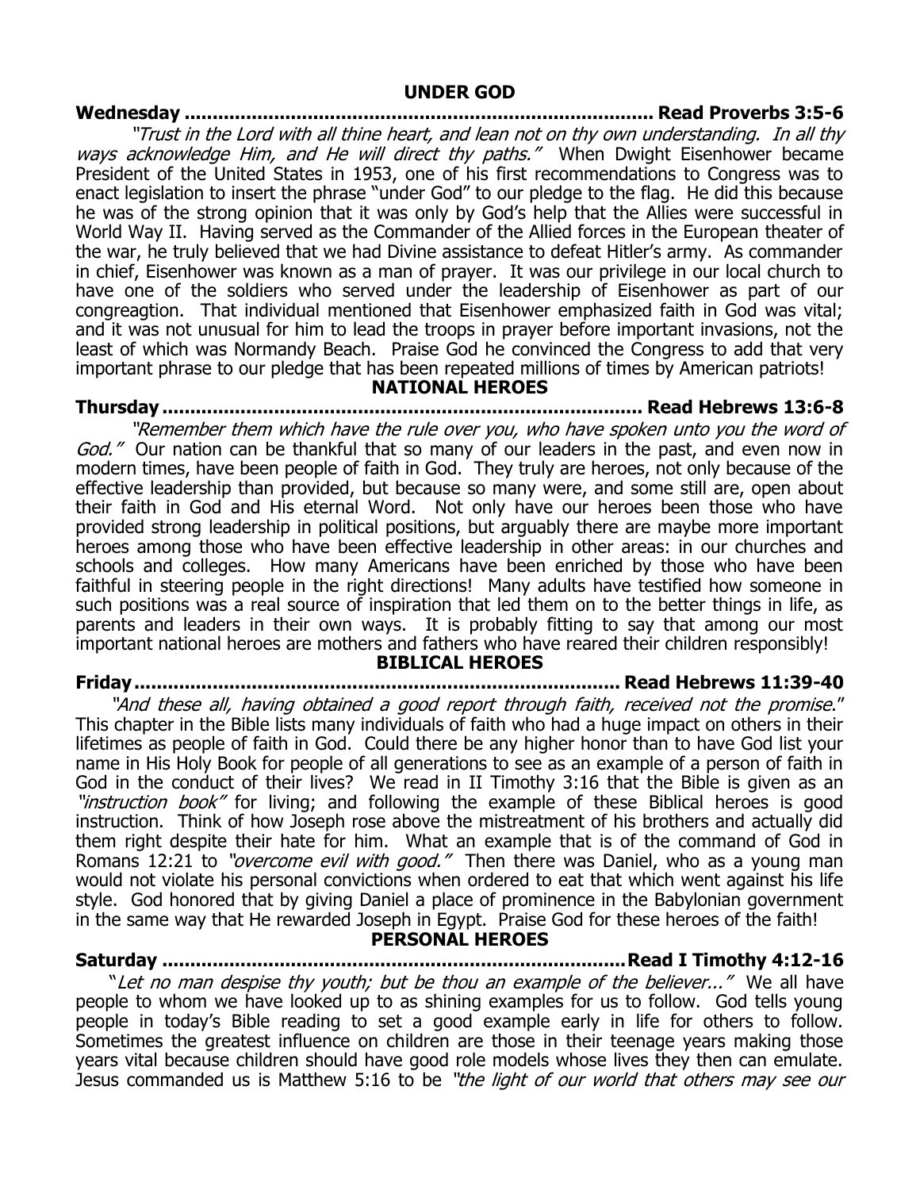## UNDER GOD

**Wednesday ................................................................................... Read Proverbs 3:5-6**

*"Trust in the Lord with all thine heart, and lean not on thy own understanding. In all thy ways acknowledge Him, and He will direct thy paths."* When Dwight Eisenhower became President of the United States in 1953, one of his first recommendations to Congress was to enact legislation to insert the phrase "under God" to our pledge to the flag. He did this because he was of the strong opinion that it was only by God's help that the Allies were successful in World Way II. Having served as the Commander of the Allied forces in the European theater of the war, he truly believed that we had Divine assistance to defeat Hitler's army. As commander in chief, Eisenhower was known as a man of prayer. It was our privilege in our local church to have one of the soldiers who served under the leadership of Eisenhower as part of our congreagtion. That individual mentioned that Eisenhower emphasized faith in God was vital; and it was not unusual for him to lead the troops in prayer before important invasions, not the least of which was Normandy Beach. Praise God he convinced the Congress to add that very important phrase to our pledge that has been repeated millions of times by American patriots!

## NATIONAL HEROES

**Thursday ..................................................................................... Read Hebrews 13:6-8**

*"Remember them which have the rule over you, who have spoken unto you the word of God."* Our nation can be thankful that so many of our leaders in the past, and even now in modern times, have been people of faith in God. They truly are heroes, not only because of the effective leadership than provided, but because so many were, and some still are, open about their faith in God and His eternal Word. Not only have our heroes been those who have provided strong leadership in political positions, but arguably there are maybe more important heroes among those who have been effective leadership in other areas: in our churches and schools and colleges. How many Americans have been enriched by those who have been faithful in steering people in the right directions! Many adults have testified how someone in such positions was a real source of inspiration that led them on to the better things in life, as parents and leaders in their own ways. It is probably fitting to say that among our most important national heroes are mothers and fathers who have reared their children responsibly!

## BIBLICAL HEROES

**Friday ...................................................................................... Read Hebrews 11:39-40**

*"And these all, having obtained a good report through faith, received not the promise."* This chapter in the Bible lists many individuals of faith who had a huge impact on others in their lifetimes as people of faith in God. Could there be any higher honor than to have God list your name in His Holy Book for people of all generations to see as an example of a person of faith in God in the conduct of their lives? We read in II Timothy 3:16 that the Bible is given as an *"instruction book"* for living; and following the example of these Biblical heroes is good instruction. Think of how Joseph rose above the mistreatment of his brothers and actually did them right despite their hate for him. What an example that is of the command of God in Romans 12:21 to *"overcome evil with good."* Then there was Daniel, who as a young man would not violate his personal convictions when ordered to eat that which went against his life style. God honored that by giving Daniel a place of prominence in the Babylonian government in the same way that He rewarded Joseph in Egypt. Praise God for these heroes of the faith!

## PERSONAL HEROES

**Saturday ..................................................................................Read I Timothy 4:12-16**

"*Let no man despise thy youth; but be thou an example of the believer..."* We all have people to whom we have looked up to as shining examples for us to follow. God tells young people in today's Bible reading to set a good example early in life for others to follow. Sometimes the greatest influence on children are those in their teenage years making those years vital because children should have good role models whose lives they then can emulate. Jesus commanded us is Matthew 5:16 to be *"the light of our world that others may see our*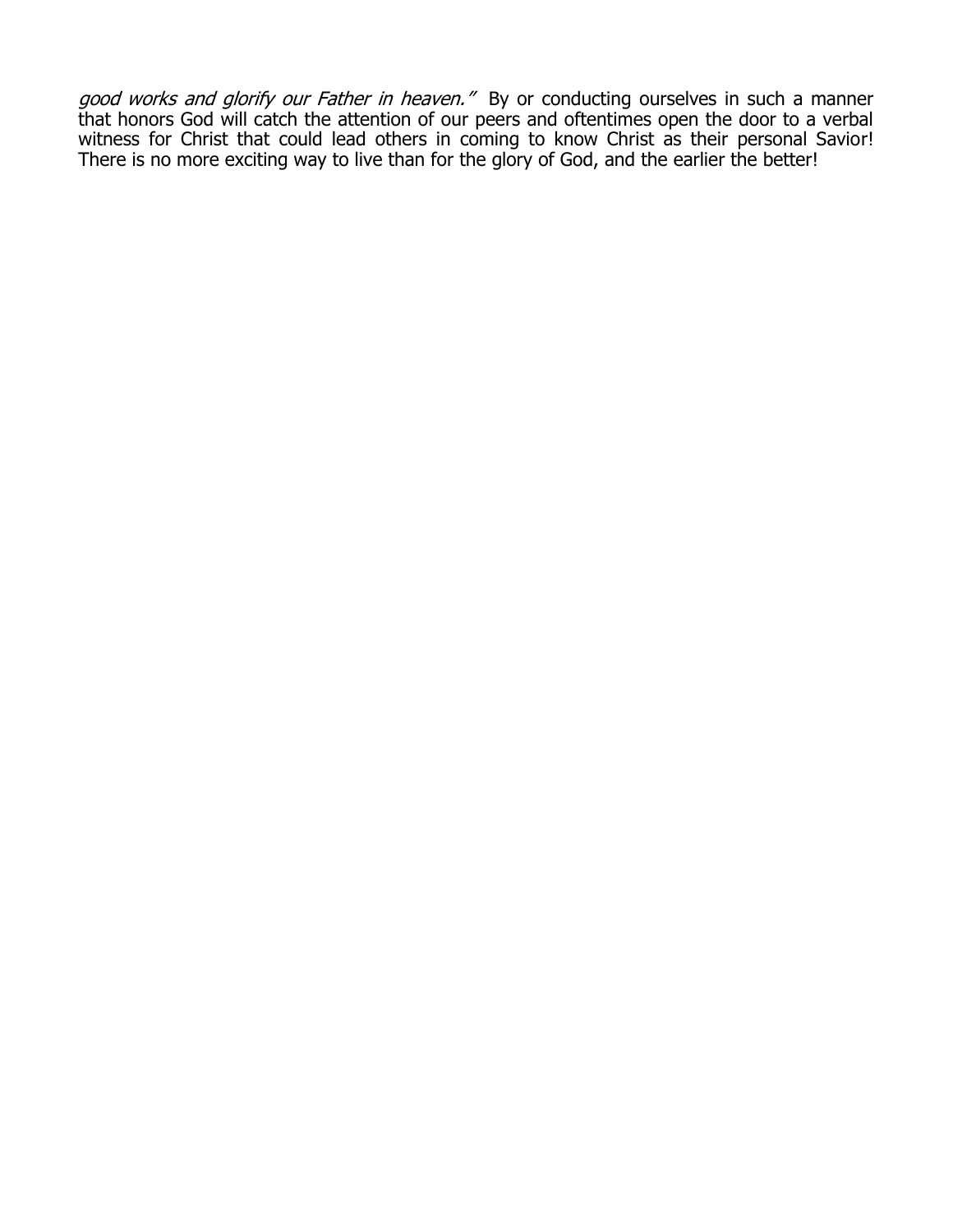*good works and glorify our Father in heaven."* By or conducting ourselves in such a manner that honors God will catch the attention of our peers and oftentimes open the door to a verbal witness for Christ that could lead others in coming to know Christ as their personal Savior! There is no more exciting way to live than for the glory of God, and the earlier the better!